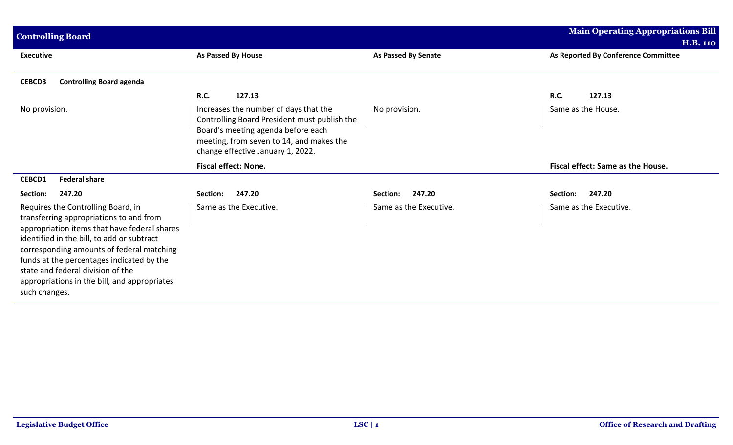## Controlling Board

**Main Operating Appropriations Bill H.B. 110**

| Executive | As Passed By House | As Passed By Senate | As Reported By Conference Committee |
|---|---|---|---|
| **CEBCD3 Controlling Board agenda** | | | |
| | **R.C. 127.13** | | **R.C. 127.13** |
| No provision. | Increases the number of days that the Controlling Board President must publish the Board's meeting agenda before each meeting, from seven to 14, and makes the change effective January 1, 2022. | No provision. | Same as the House. |
| | **Fiscal effect: None.** | | **Fiscal effect: Same as the House.** |
| **CEBCD1 Federal share** | | | |
| **Section: 247.20** | **Section: 247.20** | **Section: 247.20** | **Section: 247.20** |
| Requires the Controlling Board, in transferring appropriations to and from appropriation items that have federal shares identified in the bill, to add or subtract corresponding amounts of federal matching funds at the percentages indicated by the state and federal division of the appropriations in the bill, and appropriates such changes. | Same as the Executive. | Same as the Executive. | Same as the Executive. |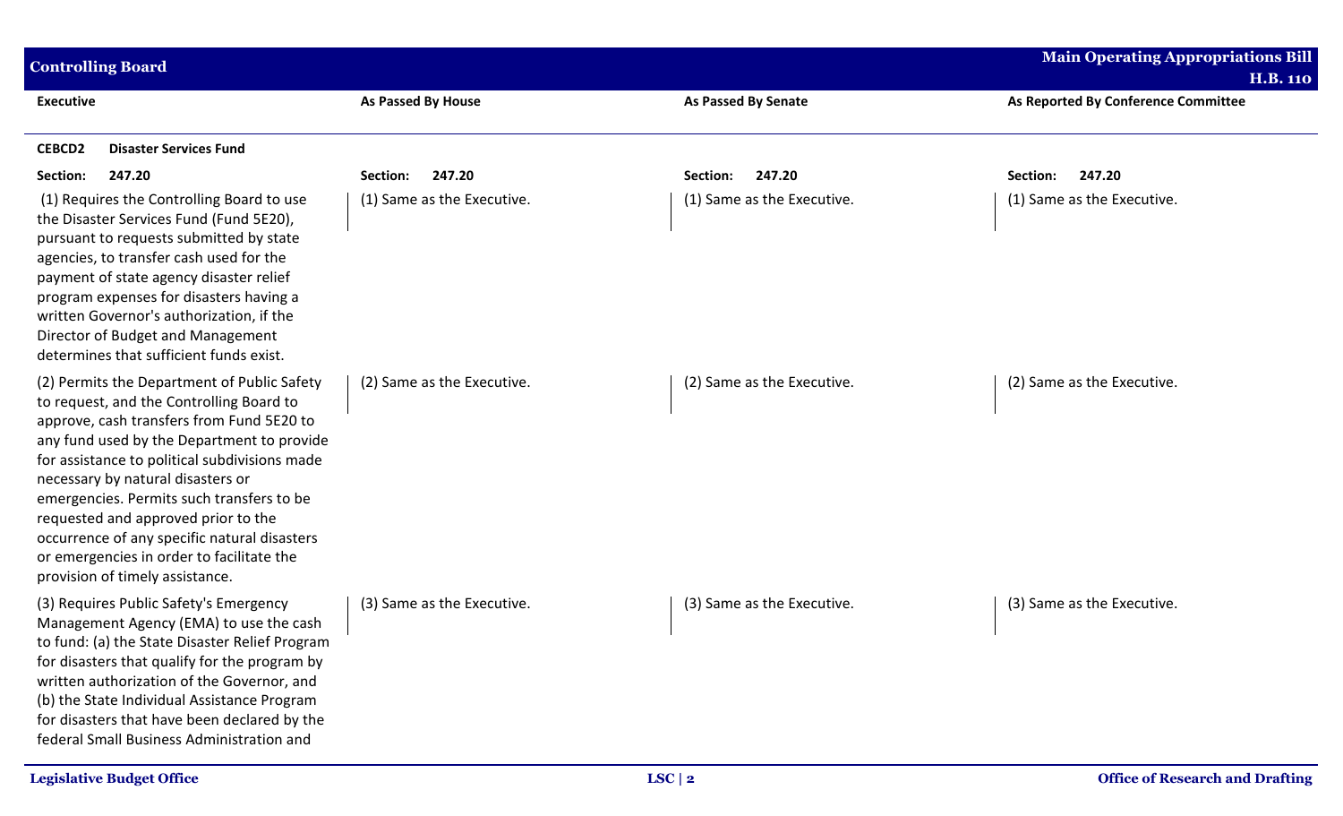| Executive | As Passed By House | As Passed By Senate | As Reported By Conference Committee |
|---|---|---|---|
| **CEBCD2 Disaster Services Fund** | | | |
| **Section: 247.20** | **Section: 247.20** | **Section: 247.20** | **Section: 247.20** |
| (1) Requires the Controlling Board to use the Disaster Services Fund (Fund 5E20), pursuant to requests submitted by state agencies, to transfer cash used for the payment of state agency disaster relief program expenses for disasters having a written Governor's authorization, if the Director of Budget and Management determines that sufficient funds exist. | (1) Same as the Executive. | (1) Same as the Executive. | (1) Same as the Executive. |
| (2) Permits the Department of Public Safety to request, and the Controlling Board to approve, cash transfers from Fund 5E20 to any fund used by the Department to provide for assistance to political subdivisions made necessary by natural disasters or emergencies. Permits such transfers to be requested and approved prior to the occurrence of any specific natural disasters or emergencies in order to facilitate the provision of timely assistance. | (2) Same as the Executive. | (2) Same as the Executive. | (2) Same as the Executive. |
| (3) Requires Public Safety's Emergency Management Agency (EMA) to use the cash to fund: (a) the State Disaster Relief Program for disasters that qualify for the program by written authorization of the Governor, and (b) the State Individual Assistance Program for disasters that have been declared by the federal Small Business Administration and | (3) Same as the Executive. | (3) Same as the Executive. | (3) Same as the Executive. |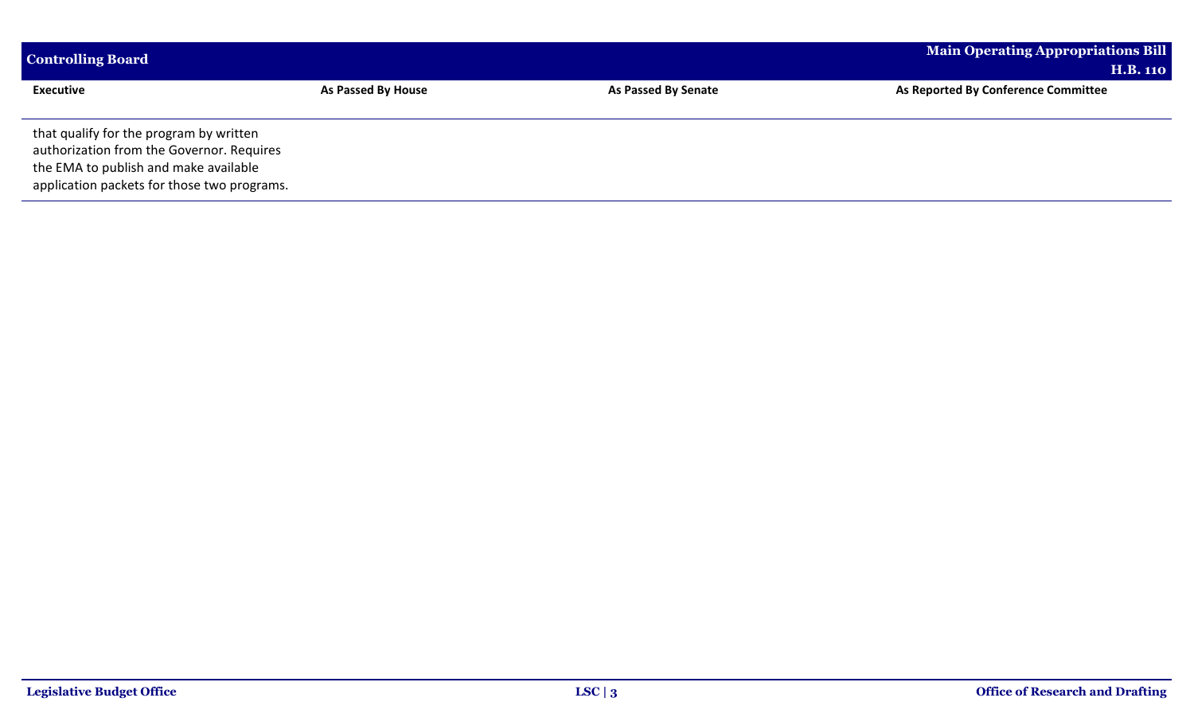| Executive | As Passed By House | As Passed By Senate | As Reported By Conference Committee |
|---|---|---|---|
| that qualify for the program by written authorization from the Governor. Requires the EMA to publish and make available application packets for those two programs. | | | |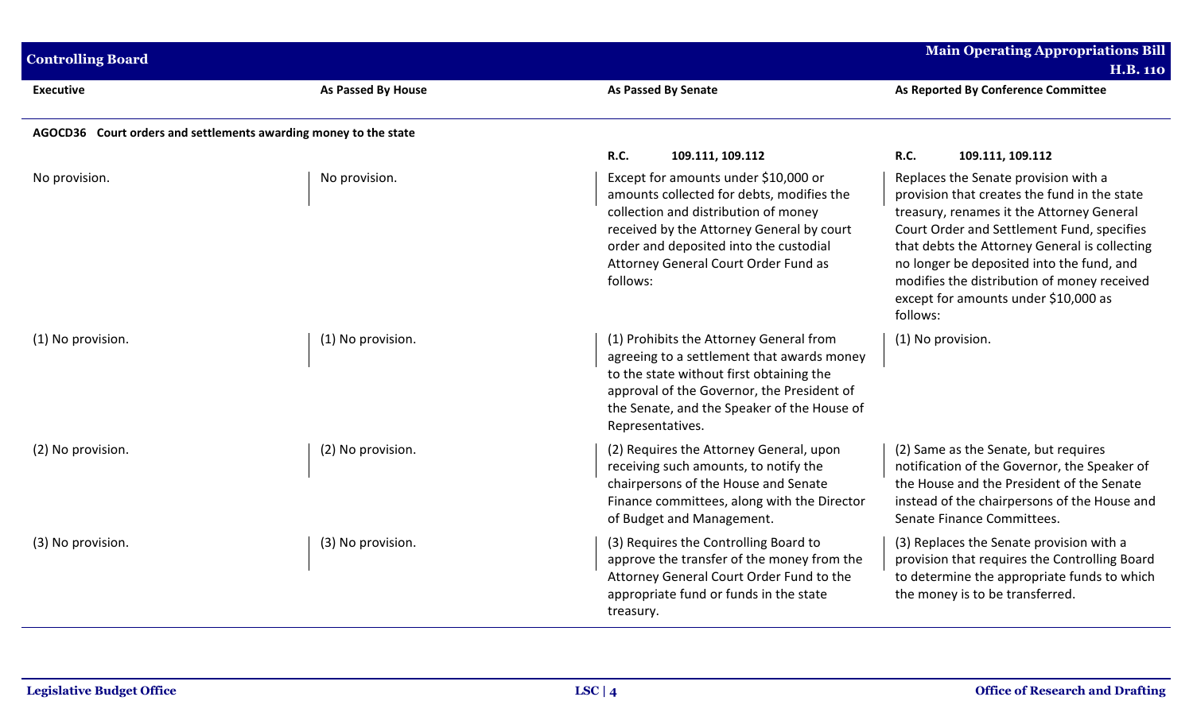| Executive | As Passed By House | As Passed By Senate | As Reported By Conference Committee |
|---|---|---|---|
| **AGOCD36 Court orders and settlements awarding money to the state** | | | |
| | | **R.C. 109.111, 109.112** | **R.C. 109.111, 109.112** |
| No provision. | No provision. | Except for amounts under $10,000 or amounts collected for debts, modifies the collection and distribution of money received by the Attorney General by court order and deposited into the custodial Attorney General Court Order Fund as follows: | Replaces the Senate provision with a provision that creates the fund in the state treasury, renames it the Attorney General Court Order and Settlement Fund, specifies that debts the Attorney General is collecting no longer be deposited into the fund, and modifies the distribution of money received except for amounts under $10,000 as follows: |
| (1) No provision. | (1) No provision. | (1) Prohibits the Attorney General from agreeing to a settlement that awards money to the state without first obtaining the approval of the Governor, the President of the Senate, and the Speaker of the House of Representatives. | (1) No provision. |
| (2) No provision. | (2) No provision. | (2) Requires the Attorney General, upon receiving such amounts, to notify the chairpersons of the House and Senate Finance committees, along with the Director of Budget and Management. | (2) Same as the Senate, but requires notification of the Governor, the Speaker of the House and the President of the Senate instead of the chairpersons of the House and Senate Finance Committees. |
| (3) No provision. | (3) No provision. | (3) Requires the Controlling Board to approve the transfer of the money from the Attorney General Court Order Fund to the appropriate fund or funds in the state treasury. | (3) Replaces the Senate provision with a provision that requires the Controlling Board to determine the appropriate funds to which the money is to be transferred. |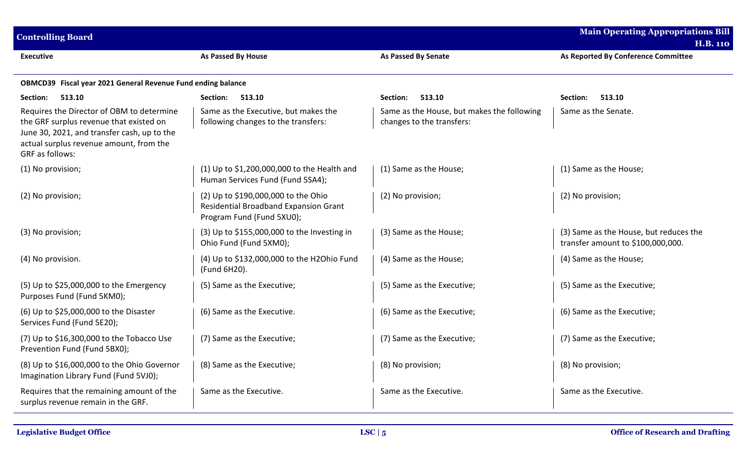| Executive | As Passed By House | As Passed By Senate | As Reported By Conference Committee |
|---|---|---|---|
| **OBMCD39 Fiscal year 2021 General Revenue Fund ending balance** | | | |
| **Section: 513.10** | **Section: 513.10** | **Section: 513.10** | **Section: 513.10** |
| Requires the Director of OBM to determine the GRF surplus revenue that existed on June 30, 2021, and transfer cash, up to the actual surplus revenue amount, from the GRF as follows: | Same as the Executive, but makes the following changes to the transfers: | Same as the House, but makes the following changes to the transfers: | Same as the Senate. |
| (1) No provision; | (1) Up to $1,200,000,000 to the Health and Human Services Fund (Fund 5SA4); | (1) Same as the House; | (1) Same as the House; |
| (2) No provision; | (2) Up to $190,000,000 to the Ohio Residential Broadband Expansion Grant Program Fund (Fund 5XU0); | (2) No provision; | (2) No provision; |
| (3) No provision; | (3) Up to $155,000,000 to the Investing in Ohio Fund (Fund 5XM0); | (3) Same as the House; | (3) Same as the House, but reduces the transfer amount to $100,000,000. |
| (4) No provision. | (4) Up to $132,000,000 to the H2Ohio Fund (Fund 6H20). | (4) Same as the House; | (4) Same as the House; |
| (5) Up to $25,000,000 to the Emergency Purposes Fund (Fund 5KM0); | (5) Same as the Executive; | (5) Same as the Executive; | (5) Same as the Executive; |
| (6) Up to $25,000,000 to the Disaster Services Fund (Fund 5E20); | (6) Same as the Executive. | (6) Same as the Executive; | (6) Same as the Executive; |
| (7) Up to $16,300,000 to the Tobacco Use Prevention Fund (Fund 5BX0); | (7) Same as the Executive; | (7) Same as the Executive; | (7) Same as the Executive; |
| (8) Up to $16,000,000 to the Ohio Governor Imagination Library Fund (Fund 5VJ0); | (8) Same as the Executive; | (8) No provision; | (8) No provision; |
| Requires that the remaining amount of the surplus revenue remain in the GRF. | Same as the Executive. | Same as the Executive. | Same as the Executive. |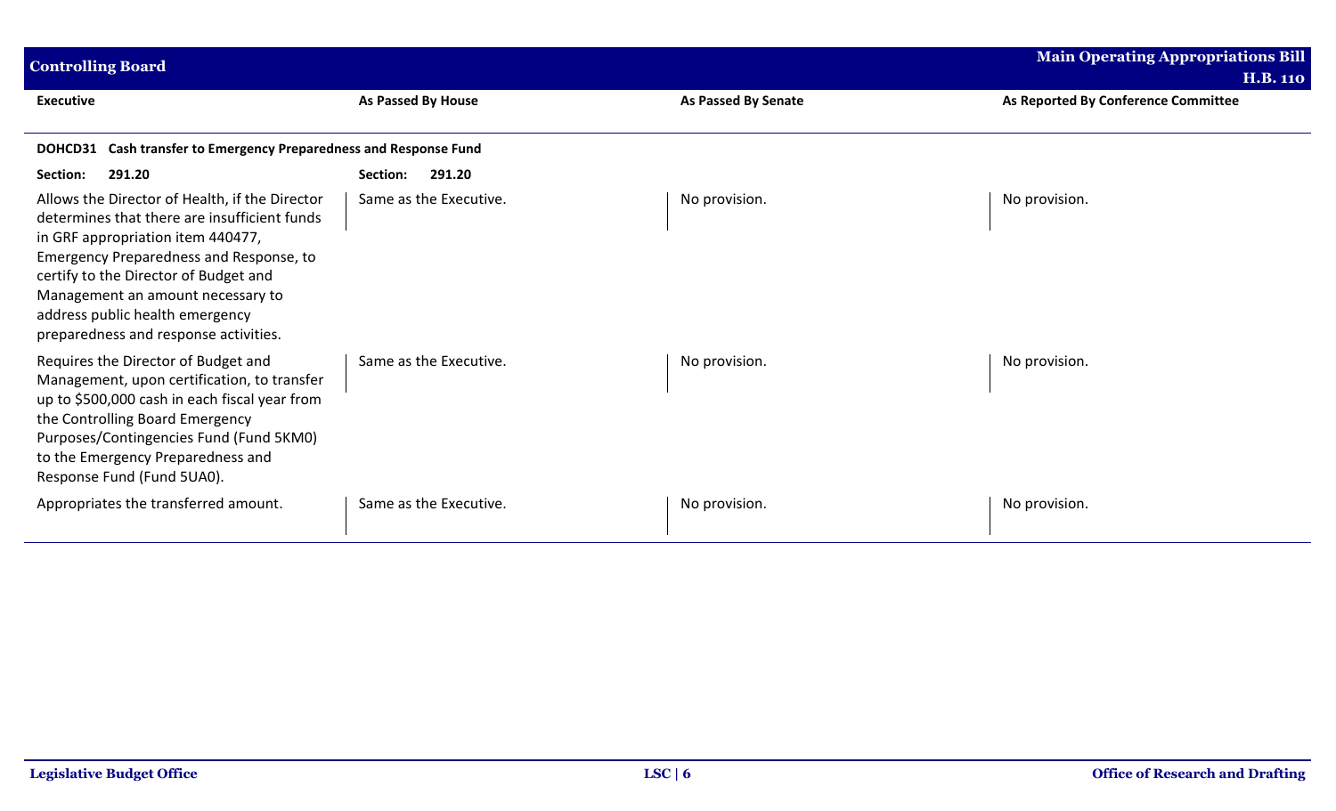| Executive | As Passed By House | As Passed By Senate | As Reported By Conference Committee |
|---|---|---|---|
| **DOHCD31 Cash transfer to Emergency Preparedness and Response Fund** | | | |
| **Section: 291.20** | **Section: 291.20** | | |
| Allows the Director of Health, if the Director determines that there are insufficient funds in GRF appropriation item 440477, Emergency Preparedness and Response, to certify to the Director of Budget and Management an amount necessary to address public health emergency preparedness and response activities. | Same as the Executive. | No provision. | No provision. |
| Requires the Director of Budget and Management, upon certification, to transfer up to $500,000 cash in each fiscal year from the Controlling Board Emergency Purposes/Contingencies Fund (Fund 5KM0) to the Emergency Preparedness and Response Fund (Fund 5UA0). | Same as the Executive. | No provision. | No provision. |
| Appropriates the transferred amount. | Same as the Executive. | No provision. | No provision. |